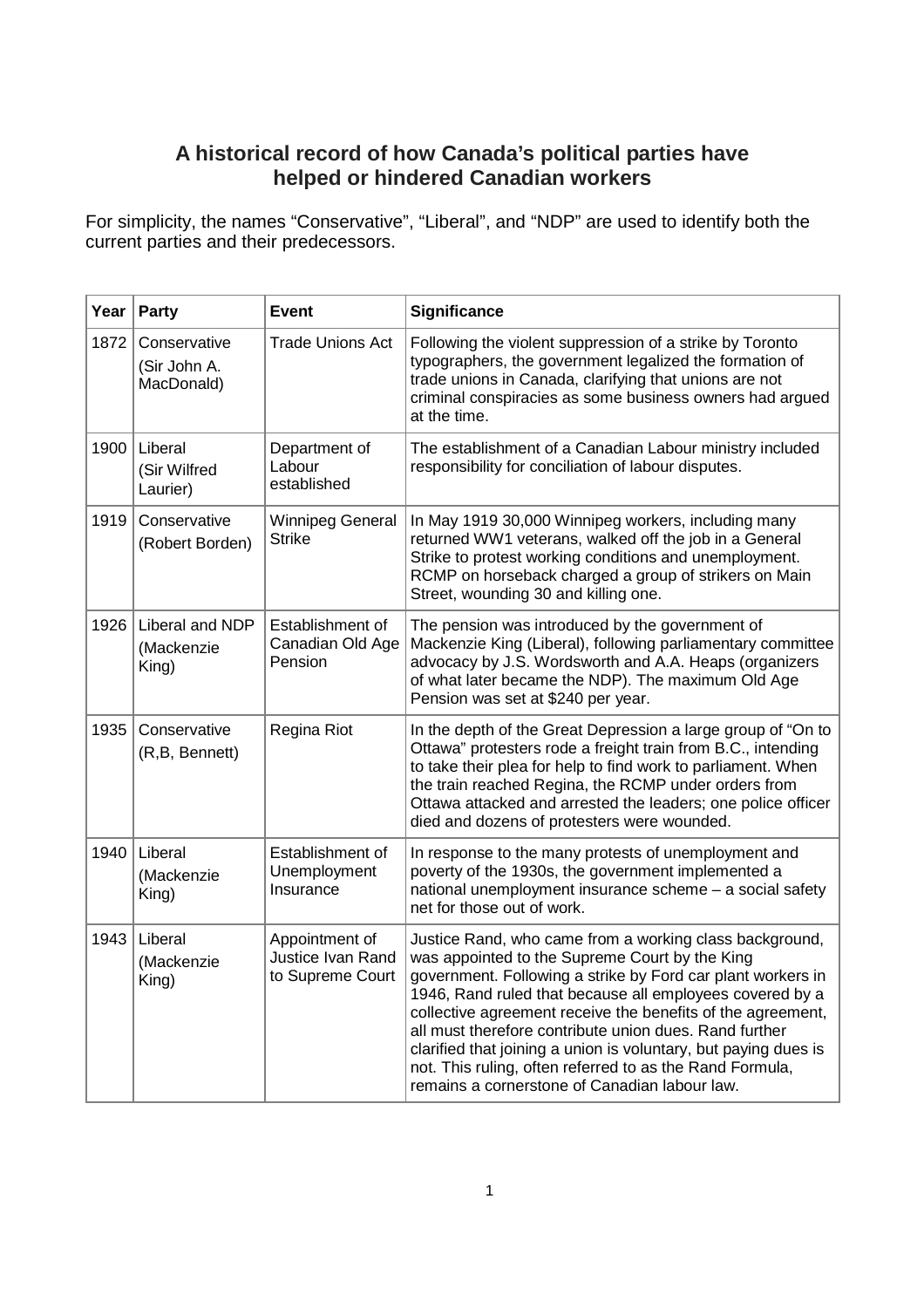# A historical record of how Canada's political parties have helped or hindered Canadian workers

For simplicity, the names "Conservative", "Liberal", and "NDP" are used to identify both the current parties and their predecessors.

| Year | Party | Event | Significance |
|---|---|---|---|
| 1872 | Conservative (Sir John A. MacDonald) | Trade Unions Act | Following the violent suppression of a strike by Toronto typographers, the government legalized the formation of trade unions in Canada, clarifying that unions are not criminal conspiracies as some business owners had argued at the time. |
| 1900 | Liberal (Sir Wilfred Laurier) | Department of Labour established | The establishment of a Canadian Labour ministry included responsibility for conciliation of labour disputes. |
| 1919 | Conservative (Robert Borden) | Winnipeg General Strike | In May 1919 30,000 Winnipeg workers, including many returned WW1 veterans, walked off the job in a General Strike to protest working conditions and unemployment. RCMP on horseback charged a group of strikers on Main Street, wounding 30 and killing one. |
| 1926 | Liberal and NDP (Mackenzie King) | Establishment of Canadian Old Age Pension | The pension was introduced by the government of Mackenzie King (Liberal), following parliamentary committee advocacy by J.S. Wordsworth and A.A. Heaps (organizers of what later became the NDP). The maximum Old Age Pension was set at $240 per year. |
| 1935 | Conservative (R,B, Bennett) | Regina Riot | In the depth of the Great Depression a large group of "On to Ottawa" protesters rode a freight train from B.C., intending to take their plea for help to find work to parliament. When the train reached Regina, the RCMP under orders from Ottawa attacked and arrested the leaders; one police officer died and dozens of protesters were wounded. |
| 1940 | Liberal (Mackenzie King) | Establishment of Unemployment Insurance | In response to the many protests of unemployment and poverty of the 1930s, the government implemented a national unemployment insurance scheme – a social safety net for those out of work. |
| 1943 | Liberal (Mackenzie King) | Appointment of Justice Ivan Rand to Supreme Court | Justice Rand, who came from a working class background, was appointed to the Supreme Court by the King government. Following a strike by Ford car plant workers in 1946, Rand ruled that because all employees covered by a collective agreement receive the benefits of the agreement, all must therefore contribute union dues. Rand further clarified that joining a union is voluntary, but paying dues is not. This ruling, often referred to as the Rand Formula, remains a cornerstone of Canadian labour law. |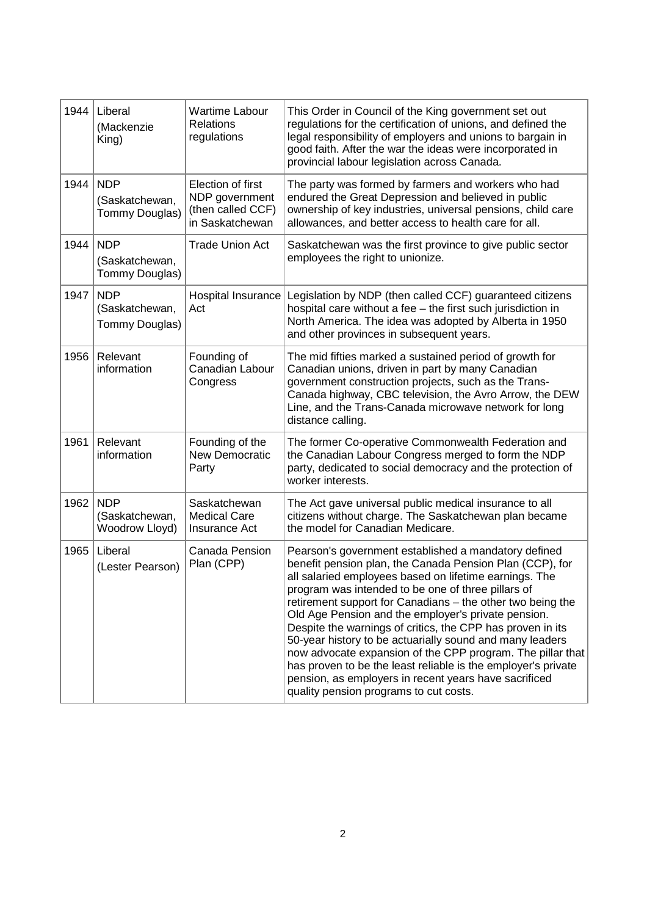| 1944 | Liberal (Mackenzie King) | Wartime Labour Relations regulations | This Order in Council of the King government set out regulations for the certification of unions, and defined the legal responsibility of employers and unions to bargain in good faith. After the war the ideas were incorporated in provincial labour legislation across Canada. |
|---|---|---|---|
| 1944 | NDP (Saskatchewan, Tommy Douglas) | Election of first NDP government (then called CCF) in Saskatchewan | The party was formed by farmers and workers who had endured the Great Depression and believed in public ownership of key industries, universal pensions, child care allowances, and better access to health care for all. |
| 1944 | NDP (Saskatchewan, Tommy Douglas) | Trade Union Act | Saskatchewan was the first province to give public sector employees the right to unionize. |
| 1947 | NDP (Saskatchewan, Tommy Douglas) | Hospital Insurance Act | Legislation by NDP (then called CCF) guaranteed citizens hospital care without a fee – the first such jurisdiction in North America. The idea was adopted by Alberta in 1950 and other provinces in subsequent years. |
| 1956 | Relevant information | Founding of Canadian Labour Congress | The mid fifties marked a sustained period of growth for Canadian unions, driven in part by many Canadian government construction projects, such as the Trans-Canada highway, CBC television, the Avro Arrow, the DEW Line, and the Trans-Canada microwave network for long distance calling. |
| 1961 | Relevant information | Founding of the New Democratic Party | The former Co-operative Commonwealth Federation and the Canadian Labour Congress merged to form the NDP party, dedicated to social democracy and the protection of worker interests. |
| 1962 | NDP (Saskatchewan, Woodrow Lloyd) | Saskatchewan Medical Care Insurance Act | The Act gave universal public medical insurance to all citizens without charge. The Saskatchewan plan became the model for Canadian Medicare. |
| 1965 | Liberal (Lester Pearson) | Canada Pension Plan (CPP) | Pearson's government established a mandatory defined benefit pension plan, the Canada Pension Plan (CCP), for all salaried employees based on lifetime earnings. The program was intended to be one of three pillars of retirement support for Canadians – the other two being the Old Age Pension and the employer's private pension. Despite the warnings of critics, the CPP has proven in its 50-year history to be actuarially sound and many leaders now advocate expansion of the CPP program. The pillar that has proven to be the least reliable is the employer's private pension, as employers in recent years have sacrificed quality pension programs to cut costs. |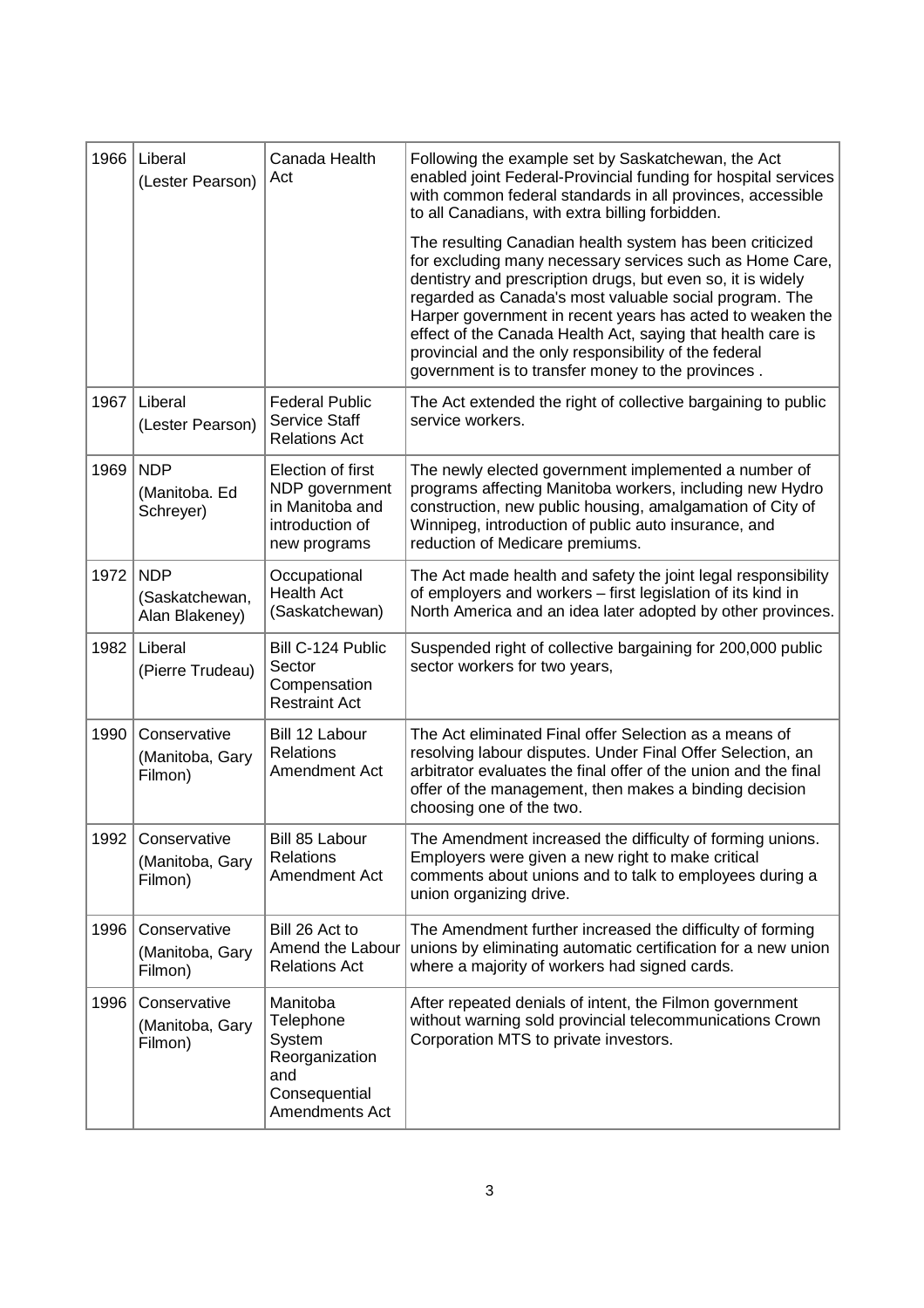| 1966 | Liberal (Lester Pearson) | Canada Health Act | Following the example set by Saskatchewan, the Act enabled joint Federal-Provincial funding for hospital services with common federal standards in all provinces, accessible to all Canadians, with extra billing forbidden.<br><br>The resulting Canadian health system has been criticized for excluding many necessary services such as Home Care, dentistry and prescription drugs, but even so, it is widely regarded as Canada's most valuable social program. The Harper government in recent years has acted to weaken the effect of the Canada Health Act, saying that health care is provincial and the only responsibility of the federal government is to transfer money to the provinces . |
|---|---|---|---|
| 1967 | Liberal (Lester Pearson) | Federal Public Service Staff Relations Act | The Act extended the right of collective bargaining to public service workers. |
| 1969 | NDP (Manitoba. Ed Schreyer) | Election of first NDP government in Manitoba and introduction of new programs | The newly elected government implemented a number of programs affecting Manitoba workers, including new Hydro construction, new public housing, amalgamation of City of Winnipeg, introduction of public auto insurance, and reduction of Medicare premiums. |
| 1972 | NDP (Saskatchewan, Alan Blakeney) | Occupational Health Act (Saskatchewan) | The Act made health and safety the joint legal responsibility of employers and workers – first legislation of its kind in North America and an idea later adopted by other provinces. |
| 1982 | Liberal (Pierre Trudeau) | Bill C-124 Public Sector Compensation Restraint Act | Suspended right of collective bargaining for 200,000 public sector workers for two years, |
| 1990 | Conservative (Manitoba, Gary Filmon) | Bill 12 Labour Relations Amendment Act | The Act eliminated Final offer Selection as a means of resolving labour disputes. Under Final Offer Selection, an arbitrator evaluates the final offer of the union and the final offer of the management, then makes a binding decision choosing one of the two. |
| 1992 | Conservative (Manitoba, Gary Filmon) | Bill 85 Labour Relations Amendment Act | The Amendment increased the difficulty of forming unions. Employers were given a new right to make critical comments about unions and to talk to employees during a union organizing drive. |
| 1996 | Conservative (Manitoba, Gary Filmon) | Bill 26 Act to Amend the Labour Relations Act | The Amendment further increased the difficulty of forming unions by eliminating automatic certification for a new union where a majority of workers had signed cards. |
| 1996 | Conservative (Manitoba, Gary Filmon) | Manitoba Telephone System Reorganization and Consequential Amendments Act | After repeated denials of intent, the Filmon government without warning sold provincial telecommunications Crown Corporation MTS to private investors. |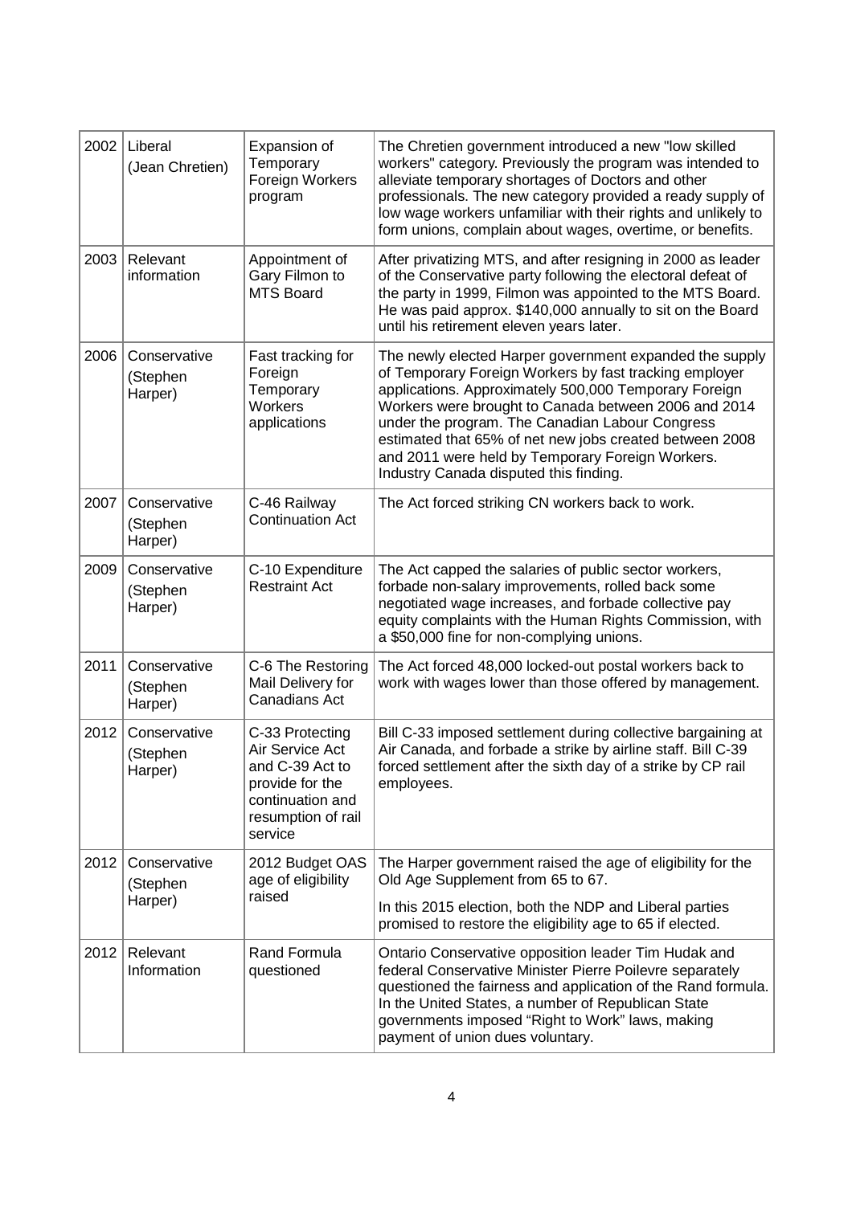| | | | |
|---|---|---|---|
| 2002 | Liberal (Jean Chretien) | Expansion of Temporary Foreign Workers program | The Chretien government introduced a new "low skilled workers" category. Previously the program was intended to alleviate temporary shortages of Doctors and other professionals. The new category provided a ready supply of low wage workers unfamiliar with their rights and unlikely to form unions, complain about wages, overtime, or benefits. |
| 2003 | Relevant information | Appointment of Gary Filmon to MTS Board | After privatizing MTS, and after resigning in 2000 as leader of the Conservative party following the electoral defeat of the party in 1999, Filmon was appointed to the MTS Board. He was paid approx. $140,000 annually to sit on the Board until his retirement eleven years later. |
| 2006 | Conservative (Stephen Harper) | Fast tracking for Foreign Temporary Workers applications | The newly elected Harper government expanded the supply of Temporary Foreign Workers by fast tracking employer applications. Approximately 500,000 Temporary Foreign Workers were brought to Canada between 2006 and 2014 under the program. The Canadian Labour Congress estimated that 65% of net new jobs created between 2008 and 2011 were held by Temporary Foreign Workers. Industry Canada disputed this finding. |
| 2007 | Conservative (Stephen Harper) | C-46 Railway Continuation Act | The Act forced striking CN workers back to work. |
| 2009 | Conservative (Stephen Harper) | C-10 Expenditure Restraint Act | The Act capped the salaries of public sector workers, forbade non-salary improvements, rolled back some negotiated wage increases, and forbade collective pay equity complaints with the Human Rights Commission, with a $50,000 fine for non-complying unions. |
| 2011 | Conservative (Stephen Harper) | C-6 The Restoring Mail Delivery for Canadians Act | The Act forced 48,000 locked-out postal workers back to work with wages lower than those offered by management. |
| 2012 | Conservative (Stephen Harper) | C-33 Protecting Air Service Act and C-39 Act to provide for the continuation and resumption of rail service | Bill C-33 imposed settlement during collective bargaining at Air Canada, and forbade a strike by airline staff. Bill C-39 forced settlement after the sixth day of a strike by CP rail employees. |
| 2012 | Conservative (Stephen Harper) | 2012 Budget OAS age of eligibility raised | The Harper government raised the age of eligibility for the Old Age Supplement from 65 to 67.<br><br>In this 2015 election, both the NDP and Liberal parties promised to restore the eligibility age to 65 if elected. |
| 2012 | Relevant Information | Rand Formula questioned | Ontario Conservative opposition leader Tim Hudak and federal Conservative Minister Pierre Poilevre separately questioned the fairness and application of the Rand formula. In the United States, a number of Republican State governments imposed "Right to Work" laws, making payment of union dues voluntary. |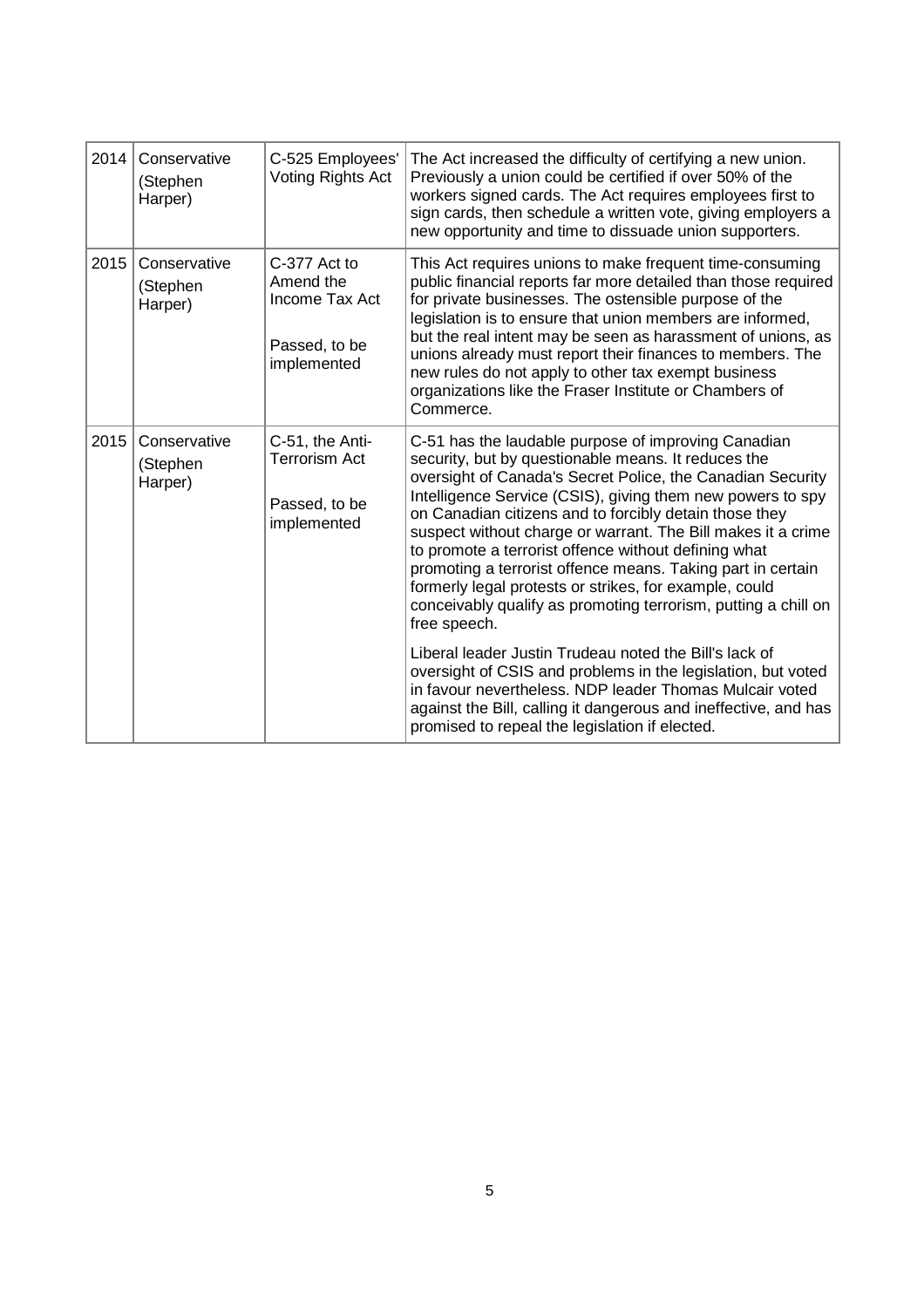| | | | |
|---|---|---|---|
| 2014 | Conservative (Stephen Harper) | C-525 Employees' Voting Rights Act | The Act increased the difficulty of certifying a new union. Previously a union could be certified if over 50% of the workers signed cards. The Act requires employees first to sign cards, then schedule a written vote, giving employers a new opportunity and time to dissuade union supporters. |
| 2015 | Conservative (Stephen Harper) | C-377 Act to Amend the Income Tax Act<br><br>Passed, to be implemented | This Act requires unions to make frequent time-consuming public financial reports far more detailed than those required for private businesses. The ostensible purpose of the legislation is to ensure that union members are informed, but the real intent may be seen as harassment of unions, as unions already must report their finances to members. The new rules do not apply to other tax exempt business organizations like the Fraser Institute or Chambers of Commerce. |
| 2015 | Conservative (Stephen Harper) | C-51, the Anti-Terrorism Act<br><br>Passed, to be implemented | C-51 has the laudable purpose of improving Canadian security, but by questionable means. It reduces the oversight of Canada's Secret Police, the Canadian Security Intelligence Service (CSIS), giving them new powers to spy on Canadian citizens and to forcibly detain those they suspect without charge or warrant. The Bill makes it a crime to promote a terrorist offence without defining what promoting a terrorist offence means. Taking part in certain formerly legal protests or strikes, for example, could conceivably qualify as promoting terrorism, putting a chill on free speech.<br><br>Liberal leader Justin Trudeau noted the Bill's lack of oversight of CSIS and problems in the legislation, but voted in favour nevertheless. NDP leader Thomas Mulcair voted against the Bill, calling it dangerous and ineffective, and has promised to repeal the legislation if elected. |